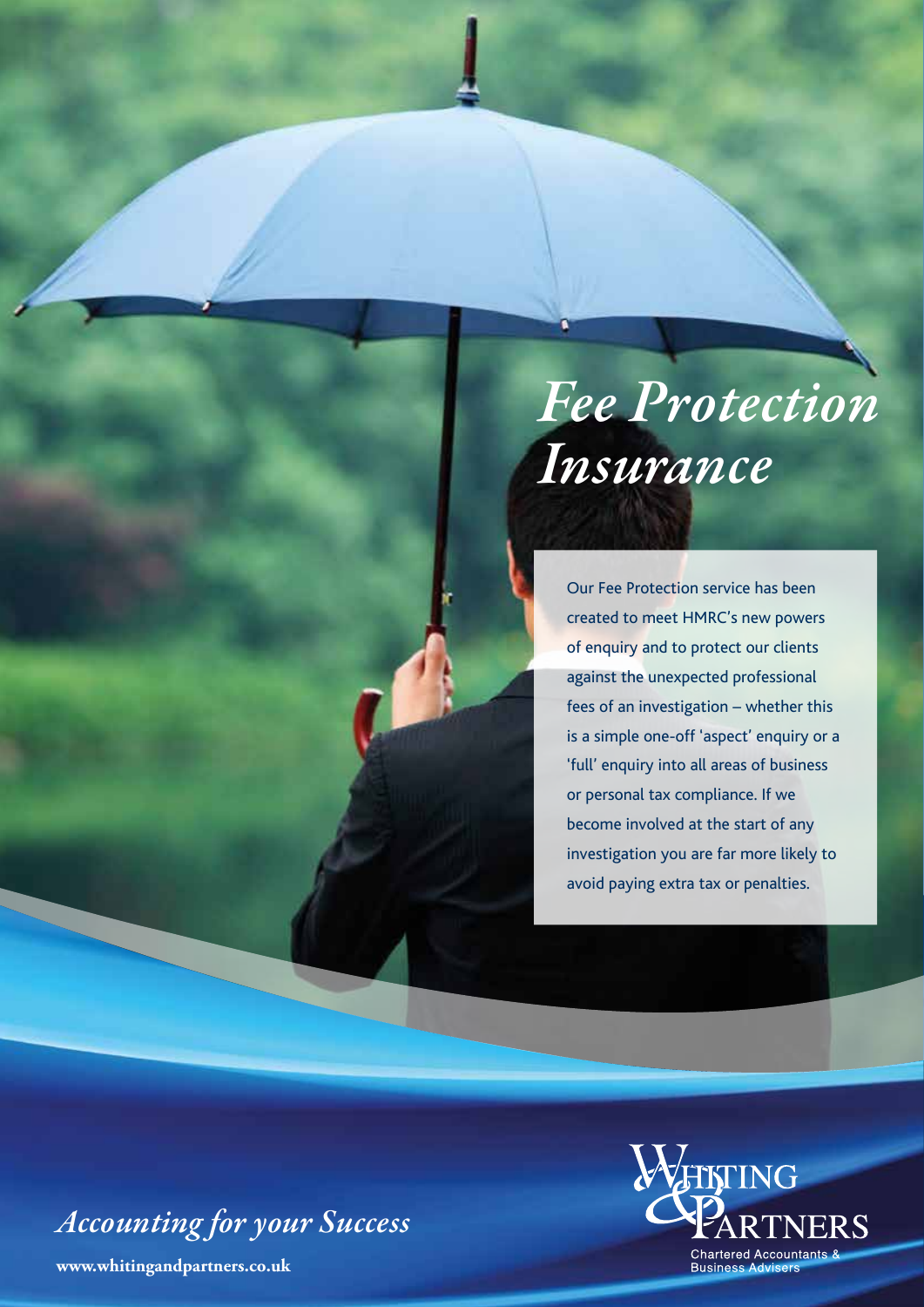# *Fee Protection Insurance*

Our Fee Protection service has been created to meet HMRC's new powers of enquiry and to protect our clients against the unexpected professional fees of an investigation – whether this is a simple one-off 'aspect' enquiry or a 'full' enquiry into all areas of business or personal tax compliance. If we become involved at the start of any investigation you are far more likely to avoid paying extra tax or penalties.

*Accounting for your Success*

**www.whitingandpartners.co.uk**

WHITING & PARTNERS

Chartered Accountants & Business Advisers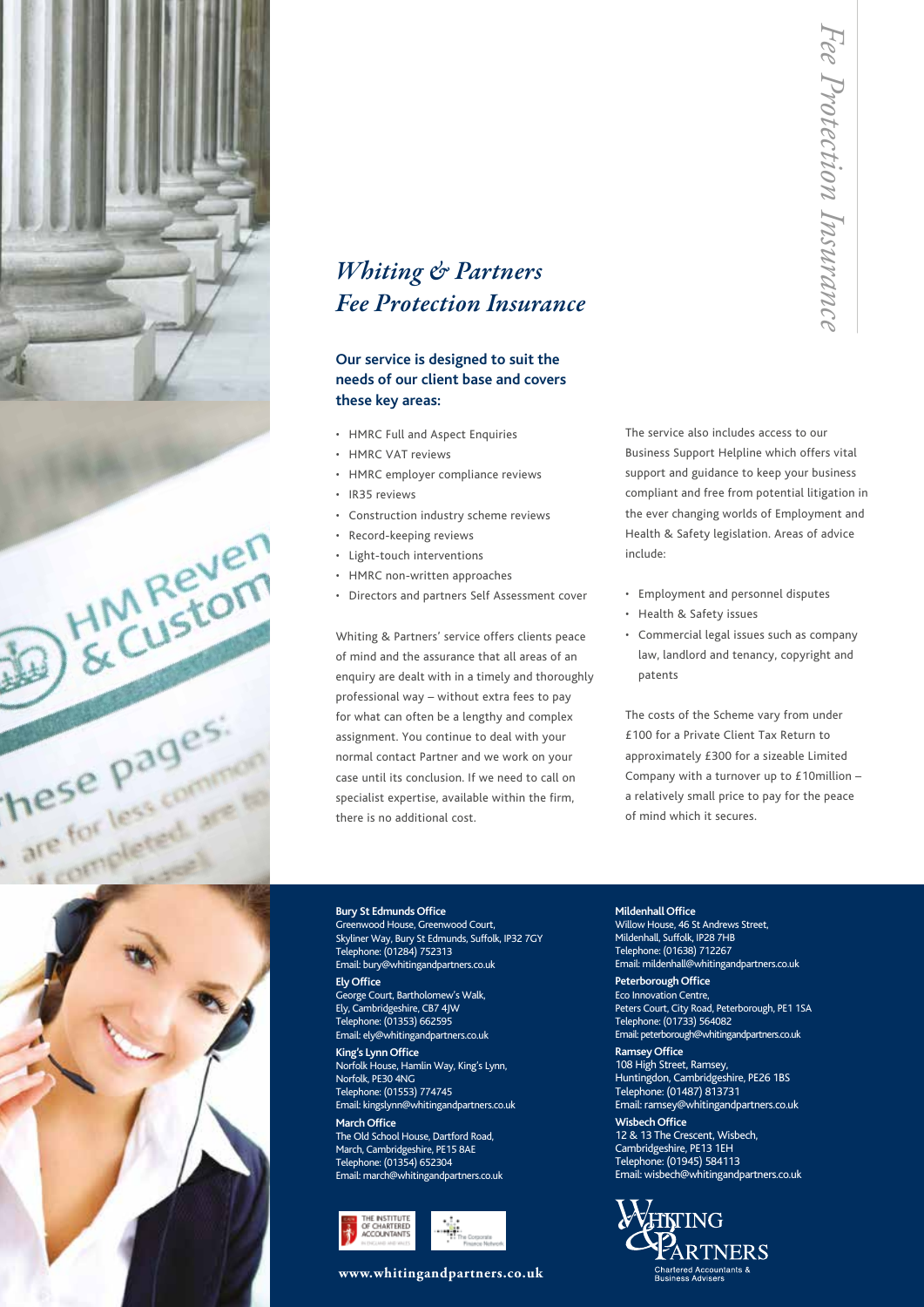# *Whiting & Partners Fee Protection Insurance*

### Our service is designed to suit the needs of our client base and covers these key areas:

- HMRC Full and Aspect Enquiries
- HMRC VAT reviews
- HMRC employer compliance reviews
- IR35 reviews
- Construction industry scheme reviews
- Record-keeping reviews
- Light-touch interventions
- HMRC non-written approaches
- Directors and partners Self Assessment cover

Whiting & Partners' service offers clients peace of mind and the assurance that all areas of an enquiry are dealt with in a timely and thoroughly professional way – without extra fees to pay for what can often be a lengthy and complex assignment. You continue to deal with your normal contact Partner and we work on your case until its conclusion. If we need to call on specialist expertise, available within the firm, there is no additional cost.

The service also includes access to our Business Support Helpline which offers vital support and guidance to keep your business compliant and free from potential litigation in the ever changing worlds of Employment and Health & Safety legislation. Areas of advice include:

- Employment and personnel disputes
- Health & Safety issues
- Commercial legal issues such as company law, landlord and tenancy, copyright and patents

The costs of the Scheme vary from under £100 for a Private Client Tax Return to approximately £300 for a sizeable Limited Company with a turnover up to £10million – a relatively small price to pay for the peace of mind which it secures.

**Bury St Edmunds Office**
Greenwood House, Greenwood Court,
Skyliner Way, Bury St Edmunds, Suffolk, IP32 7GY
Telephone: (01284) 752313
Email: bury@whitingandpartners.co.uk

**Ely Office**
George Court, Bartholomew's Walk,
Ely, Cambridgeshire, CB7 4JW
Telephone: (01353) 662595
Email: ely@whitingandpartners.co.uk

**King's Lynn Office**
Norfolk House, Hamlin Way, King's Lynn,
Norfolk, PE30 4NG
Telephone: (01553) 774745
Email: kingslynn@whitingandpartners.co.uk

**March Office**
The Old School House, Dartford Road,
March, Cambridgeshire, PE15 8AE
Telephone: (01354) 652304
Email: march@whitingandpartners.co.uk

**Mildenhall Office**
Willow House, 46 St Andrews Street,
Mildenhall, Suffolk, IP28 7HB
Telephone: (01638) 712267
Email: mildenhall@whitingandpartners.co.uk

**Peterborough Office**
Eco Innovation Centre,
Peters Court, City Road, Peterborough, PE1 1SA
Telephone: (01733) 564082
Email: peterborough@whitingandpartners.co.uk

**Ramsey Office**
108 High Street, Ramsey,
Huntingdon, Cambridgeshire, PE26 1BS
Telephone: (01487) 813731
Email: ramsey@whitingandpartners.co.uk

**Wisbech Office**
12 & 13 The Crescent, Wisbech,
Cambridgeshire, PE13 1EH
Telephone: (01945) 584113
Email: wisbech@whitingandpartners.co.uk

www.whitingandpartners.co.uk

Whiting & Partners
Chartered Accountants & Business Advisers